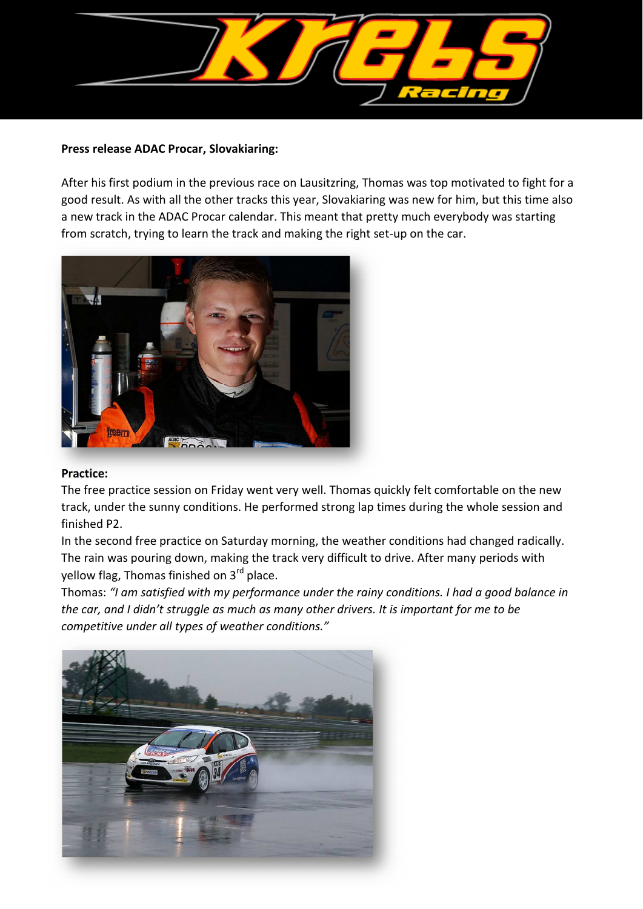**Press release ADAC Procar, Slovakiaring:**

After his first podium in the previous race on Lausitzring, Thomas was top motivated to fight for a good result. As with all the other tracks this year, Slovakiaring was new for him, but this time also a new track in the ADAC Procar calendar. This meant that pretty much everybody was starting from scratch, trying to learn the track and making the right set-up on the car.

**Practice:**

The free practice session on Friday went very well. Thomas quickly felt comfortable on the new track, under the sunny conditions. He performed strong lap times during the whole session and finished P2.

In the second free practice on Saturday morning, the weather conditions had changed radically. The rain was pouring down, making the track very difficult to drive. After many periods with yellow flag, Thomas finished on 3rd place.

Thomas: *"I am satisfied with my performance under the rainy conditions. I had a good balance in the car, and I didn't struggle as much as many other drivers. It is important for me to be competitive under all types of weather conditions."*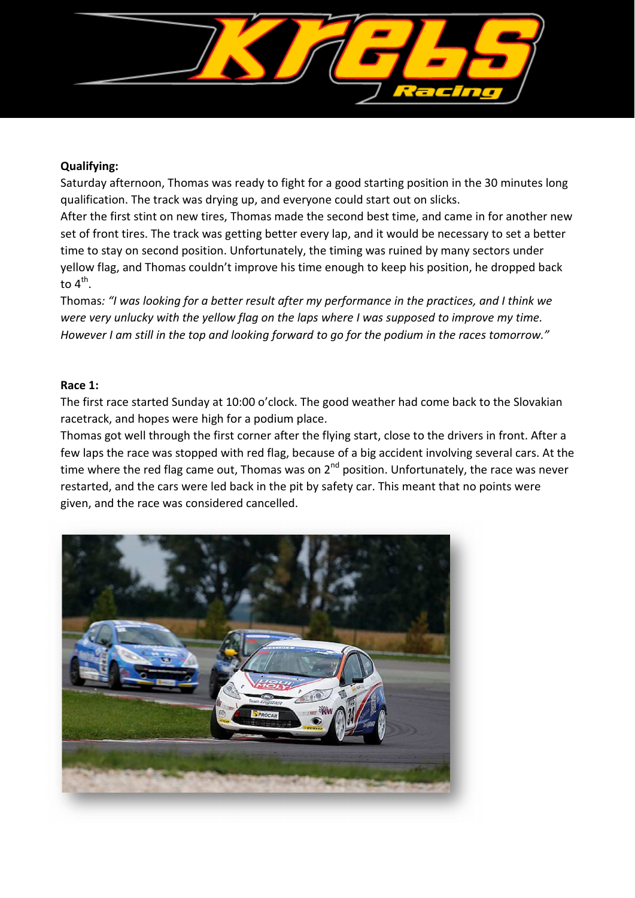**Qualifying:**

Saturday afternoon, Thomas was ready to fight for a good starting position in the 30 minutes long qualification. The track was drying up, and everyone could start out on slicks.
After the first stint on new tires, Thomas made the second best time, and came in for another new set of front tires. The track was getting better every lap, and it would be necessary to set a better time to stay on second position. Unfortunately, the timing was ruined by many sectors under yellow flag, and Thomas couldn't improve his time enough to keep his position, he dropped back to 4th.
Thomas: *"I was looking for a better result after my performance in the practices, and I think we were very unlucky with the yellow flag on the laps where I was supposed to improve my time. However I am still in the top and looking forward to go for the podium in the races tomorrow."*

**Race 1:**

The first race started Sunday at 10:00 o'clock. The good weather had come back to the Slovakian racetrack, and hopes were high for a podium place.
Thomas got well through the first corner after the flying start, close to the drivers in front. After a few laps the race was stopped with red flag, because of a big accident involving several cars. At the time where the red flag came out, Thomas was on 2nd position. Unfortunately, the race was never restarted, and the cars were led back in the pit by safety car. This meant that no points were given, and the race was considered cancelled.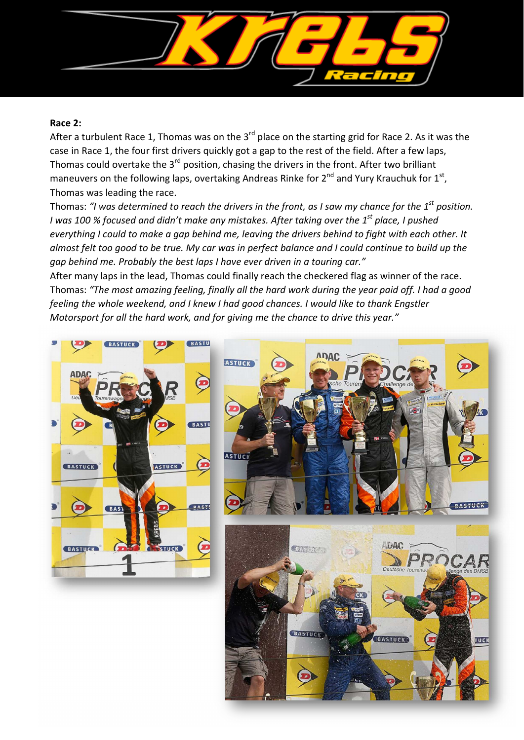**Race 2:**

After a turbulent Race 1, Thomas was on the 3rd place on the starting grid for Race 2. As it was the case in Race 1, the four first drivers quickly got a gap to the rest of the field. After a few laps, Thomas could overtake the 3rd position, chasing the drivers in the front. After two brilliant maneuvers on the following laps, overtaking Andreas Rinke for 2nd and Yury Krauchuk for 1st, Thomas was leading the race.

Thomas: *"I was determined to reach the drivers in the front, as I saw my chance for the 1st position. I was 100 % focused and didn't make any mistakes. After taking over the 1st place, I pushed everything I could to make a gap behind me, leaving the drivers behind to fight with each other. It almost felt too good to be true. My car was in perfect balance and I could continue to build up the gap behind me. Probably the best laps I have ever driven in a touring car."*

After many laps in the lead, Thomas could finally reach the checkered flag as winner of the race.

Thomas: *"The most amazing feeling, finally all the hard work during the year paid off. I had a good feeling the whole weekend, and I knew I had good chances. I would like to thank Engstler Motorsport for all the hard work, and for giving me the chance to drive this year."*